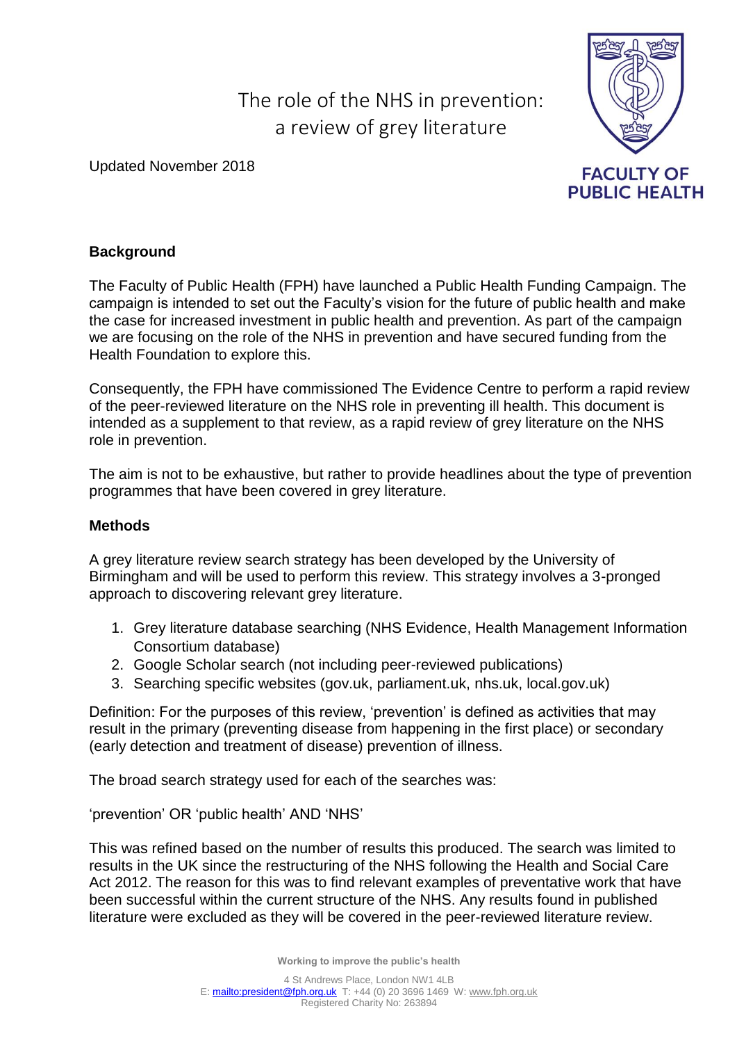# The role of the NHS in prevention: a review of grey literature

Updated November 2018

FACULTY OF PUBLIC HEALTH

## Background

The Faculty of Public Health (FPH) have launched a Public Health Funding Campaign. The campaign is intended to set out the Faculty's vision for the future of public health and make the case for increased investment in public health and prevention. As part of the campaign we are focusing on the role of the NHS in prevention and have secured funding from the Health Foundation to explore this.

Consequently, the FPH have commissioned The Evidence Centre to perform a rapid review of the peer-reviewed literature on the NHS role in preventing ill health. This document is intended as a supplement to that review, as a rapid review of grey literature on the NHS role in prevention.

The aim is not to be exhaustive, but rather to provide headlines about the type of prevention programmes that have been covered in grey literature.

## Methods

A grey literature review search strategy has been developed by the University of Birmingham and will be used to perform this review. This strategy involves a 3-pronged approach to discovering relevant grey literature.

1. Grey literature database searching (NHS Evidence, Health Management Information Consortium database)
2. Google Scholar search (not including peer-reviewed publications)
3. Searching specific websites (gov.uk, parliament.uk, nhs.uk, local.gov.uk)

Definition: For the purposes of this review, 'prevention' is defined as activities that may result in the primary (preventing disease from happening in the first place) or secondary (early detection and treatment of disease) prevention of illness.

The broad search strategy used for each of the searches was:

'prevention' OR 'public health' AND 'NHS'

This was refined based on the number of results this produced. The search was limited to results in the UK since the restructuring of the NHS following the Health and Social Care Act 2012. The reason for this was to find relevant examples of preventative work that have been successful within the current structure of the NHS. Any results found in published literature were excluded as they will be covered in the peer-reviewed literature review.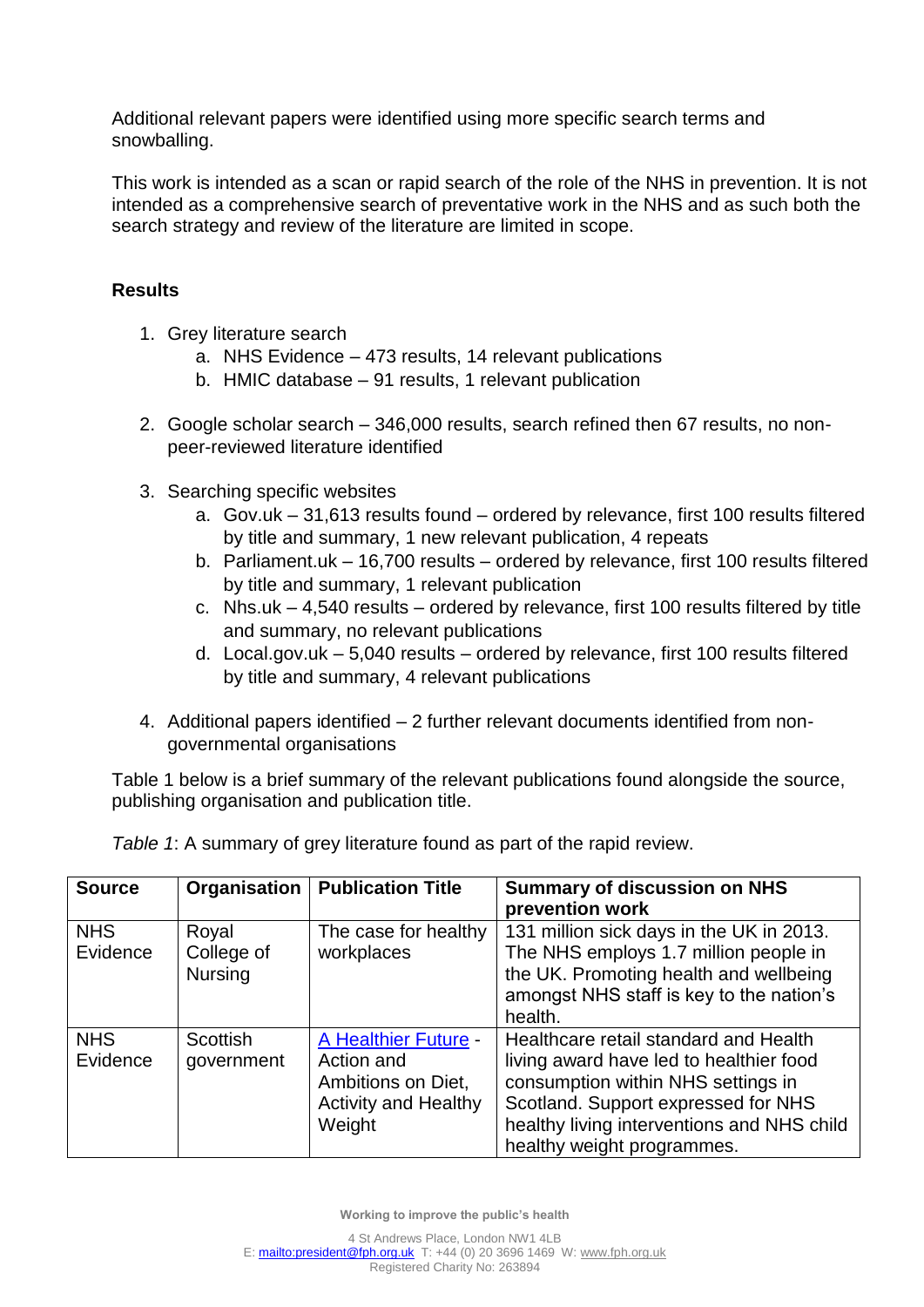Additional relevant papers were identified using more specific search terms and snowballing.

This work is intended as a scan or rapid search of the role of the NHS in prevention. It is not intended as a comprehensive search of preventative work in the NHS and as such both the search strategy and review of the literature are limited in scope.

## Results

1. Grey literature search
    a. NHS Evidence – 473 results, 14 relevant publications
    b. HMIC database – 91 results, 1 relevant publication

2. Google scholar search – 346,000 results, search refined then 67 results, no non-peer-reviewed literature identified

3. Searching specific websites
    a. Gov.uk – 31,613 results found – ordered by relevance, first 100 results filtered by title and summary, 1 new relevant publication, 4 repeats
    b. Parliament.uk – 16,700 results – ordered by relevance, first 100 results filtered by title and summary, 1 relevant publication
    c. Nhs.uk – 4,540 results – ordered by relevance, first 100 results filtered by title and summary, no relevant publications
    d. Local.gov.uk – 5,040 results – ordered by relevance, first 100 results filtered by title and summary, 4 relevant publications

4. Additional papers identified – 2 further relevant documents identified from non-governmental organisations

Table 1 below is a brief summary of the relevant publications found alongside the source, publishing organisation and publication title.

*Table 1*: A summary of grey literature found as part of the rapid review.

| Source | Organisation | Publication Title | Summary of discussion on NHS prevention work |
|---|---|---|---|
| NHS Evidence | Royal College of Nursing | The case for healthy workplaces | 131 million sick days in the UK in 2013. The NHS employs 1.7 million people in the UK. Promoting health and wellbeing amongst NHS staff is key to the nation's health. |
| NHS Evidence | Scottish government | A Healthier Future - Action and Ambitions on Diet, Activity and Healthy Weight | Healthcare retail standard and Health living award have led to healthier food consumption within NHS settings in Scotland. Support expressed for NHS healthy living interventions and NHS child healthy weight programmes. |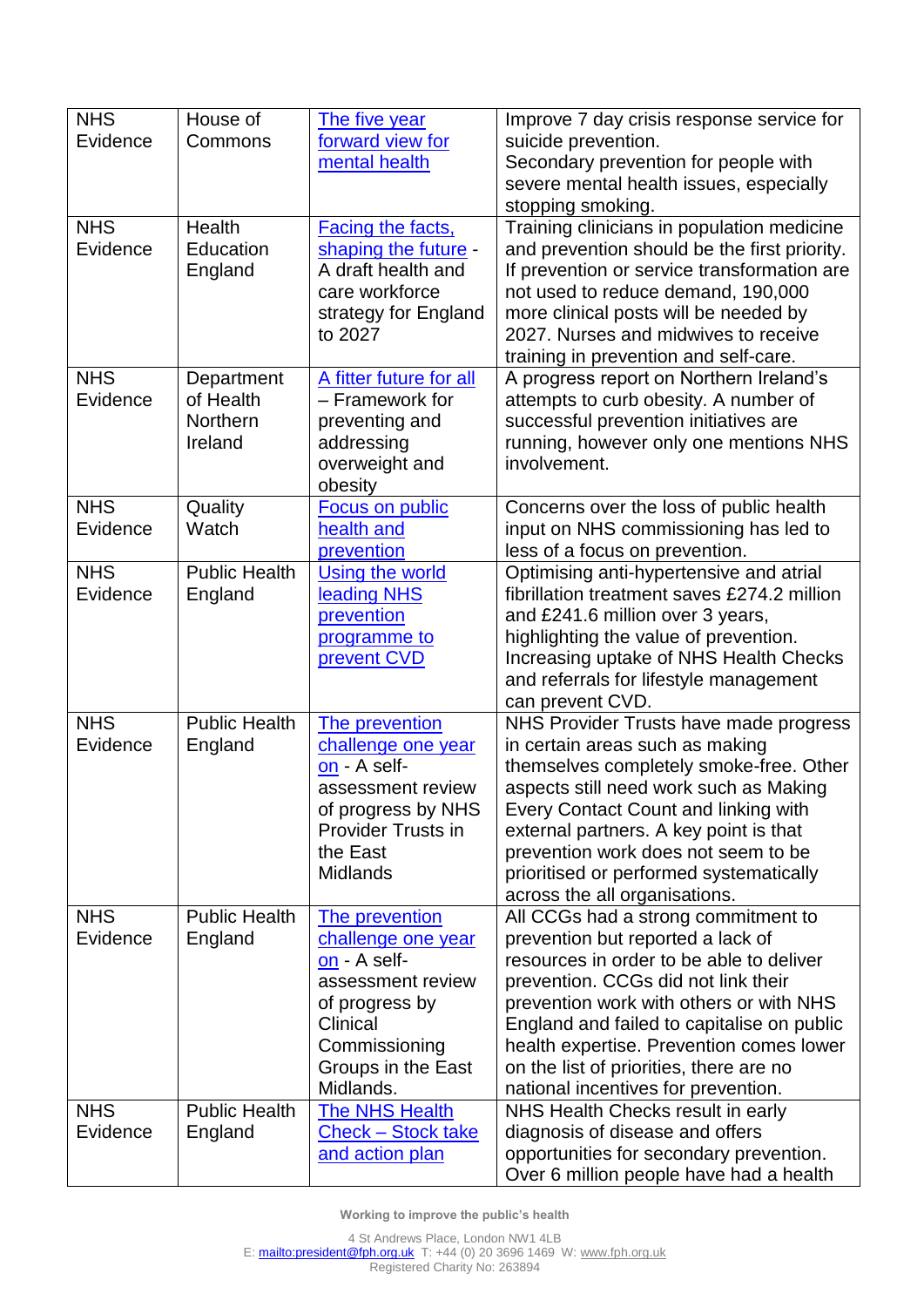| NHS Evidence | House of Commons | The five year forward view for mental health | Improve 7 day crisis response service for suicide prevention. Secondary prevention for people with severe mental health issues, especially stopping smoking. |
|---|---|---|---|
| NHS Evidence | Health Education England | Facing the facts, shaping the future - A draft health and care workforce strategy for England to 2027 | Training clinicians in population medicine and prevention should be the first priority. If prevention or service transformation are not used to reduce demand, 190,000 more clinical posts will be needed by 2027. Nurses and midwives to receive training in prevention and self-care. |
| NHS Evidence | Department of Health Northern Ireland | A fitter future for all – Framework for preventing and addressing overweight and obesity | A progress report on Northern Ireland's attempts to curb obesity. A number of successful prevention initiatives are running, however only one mentions NHS involvement. |
| NHS Evidence | Quality Watch | Focus on public health and prevention | Concerns over the loss of public health input on NHS commissioning has led to less of a focus on prevention. |
| NHS Evidence | Public Health England | Using the world leading NHS prevention programme to prevent CVD | Optimising anti-hypertensive and atrial fibrillation treatment saves £274.2 million and £241.6 million over 3 years, highlighting the value of prevention. Increasing uptake of NHS Health Checks and referrals for lifestyle management can prevent CVD. |
| NHS Evidence | Public Health England | The prevention challenge one year on - A self-assessment review of progress by NHS Provider Trusts in the East Midlands | NHS Provider Trusts have made progress in certain areas such as making themselves completely smoke-free. Other aspects still need work such as Making Every Contact Count and linking with external partners. A key point is that prevention work does not seem to be prioritised or performed systematically across the all organisations. |
| NHS Evidence | Public Health England | The prevention challenge one year on - A self-assessment review of progress by Clinical Commissioning Groups in the East Midlands. | All CCGs had a strong commitment to prevention but reported a lack of resources in order to be able to deliver prevention. CCGs did not link their prevention work with others or with NHS England and failed to capitalise on public health expertise. Prevention comes lower on the list of priorities, there are no national incentives for prevention. |
| NHS Evidence | Public Health England | The NHS Health Check – Stock take and action plan | NHS Health Checks result in early diagnosis of disease and offers opportunities for secondary prevention. Over 6 million people have had a health |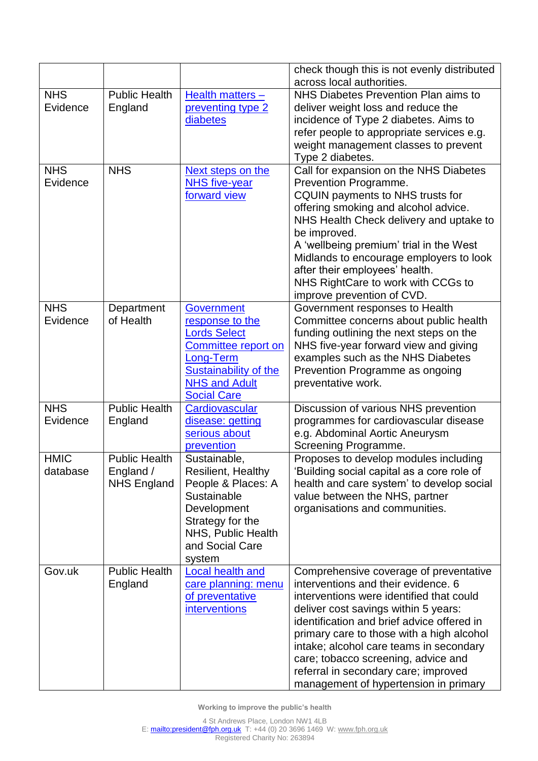| | | | check though this is not evenly distributed across local authorities. |
|---|---|---|---|
| NHS Evidence | Public Health England | Health matters – preventing type 2 diabetes | NHS Diabetes Prevention Plan aims to deliver weight loss and reduce the incidence of Type 2 diabetes. Aims to refer people to appropriate services e.g. weight management classes to prevent Type 2 diabetes. |
| NHS Evidence | NHS | Next steps on the NHS five-year forward view | Call for expansion on the NHS Diabetes Prevention Programme.<br>CQUIN payments to NHS trusts for offering smoking and alcohol advice.<br>NHS Health Check delivery and uptake to be improved.<br>A 'wellbeing premium' trial in the West Midlands to encourage employers to look after their employees' health.<br>NHS RightCare to work with CCGs to improve prevention of CVD. |
| NHS Evidence | Department of Health | Government response to the Lords Select Committee report on Long-Term Sustainability of the NHS and Adult Social Care | Government responses to Health Committee concerns about public health funding outlining the next steps on the NHS five-year forward view and giving examples such as the NHS Diabetes Prevention Programme as ongoing preventative work. |
| NHS Evidence | Public Health England | Cardiovascular disease: getting serious about prevention | Discussion of various NHS prevention programmes for cardiovascular disease e.g. Abdominal Aortic Aneurysm Screening Programme. |
| HMIC database | Public Health England / NHS England | Sustainable, Resilient, Healthy People & Places: A Sustainable Development Strategy for the NHS, Public Health and Social Care system | Proposes to develop modules including 'Building social capital as a core role of health and care system' to develop social value between the NHS, partner organisations and communities. |
| Gov.uk | Public Health England | Local health and care planning: menu of preventative interventions | Comprehensive coverage of preventative interventions and their evidence. 6 interventions were identified that could deliver cost savings within 5 years: identification and brief advice offered in primary care to those with a high alcohol intake; alcohol care teams in secondary care; tobacco screening, advice and referral in secondary care; improved management of hypertension in primary |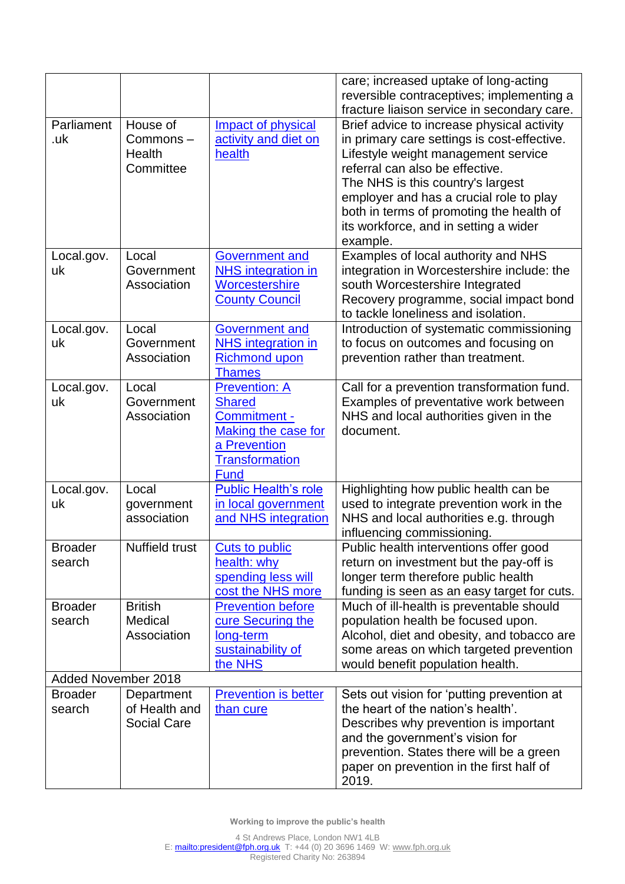| | | | |
|---|---|---|---|
| | | | care; increased uptake of long-acting reversible contraceptives; implementing a fracture liaison service in secondary care. |
| Parliament .uk | House of Commons – Health Committee | Impact of physical activity and diet on health | Brief advice to increase physical activity in primary care settings is cost-effective. Lifestyle weight management service referral can also be effective. The NHS is this country's largest employer and has a crucial role to play both in terms of promoting the health of its workforce, and in setting a wider example. |
| Local.gov. uk | Local Government Association | Government and NHS integration in Worcestershire County Council | Examples of local authority and NHS integration in Worcestershire include: the south Worcestershire Integrated Recovery programme, social impact bond to tackle loneliness and isolation. |
| Local.gov. uk | Local Government Association | Government and NHS integration in Richmond upon Thames | Introduction of systematic commissioning to focus on outcomes and focusing on prevention rather than treatment. |
| Local.gov. uk | Local Government Association | Prevention: A Shared Commitment - Making the case for a Prevention Transformation Fund | Call for a prevention transformation fund. Examples of preventative work between NHS and local authorities given in the document. |
| Local.gov. uk | Local government association | Public Health's role in local government and NHS integration | Highlighting how public health can be used to integrate prevention work in the NHS and local authorities e.g. through influencing commissioning. |
| Broader search | Nuffield trust | Cuts to public health: why spending less will cost the NHS more | Public health interventions offer good return on investment but the pay-off is longer term therefore public health funding is seen as an easy target for cuts. |
| Broader search | British Medical Association | Prevention before cure Securing the long-term sustainability of the NHS | Much of ill-health is preventable should population health be focused upon. Alcohol, diet and obesity, and tobacco are some areas on which targeted prevention would benefit population health. |
| Added November 2018 | | | |
| Broader search | Department of Health and Social Care | Prevention is better than cure | Sets out vision for 'putting prevention at the heart of the nation's health'. Describes why prevention is important and the government's vision for prevention. States there will be a green paper on prevention in the first half of 2019. |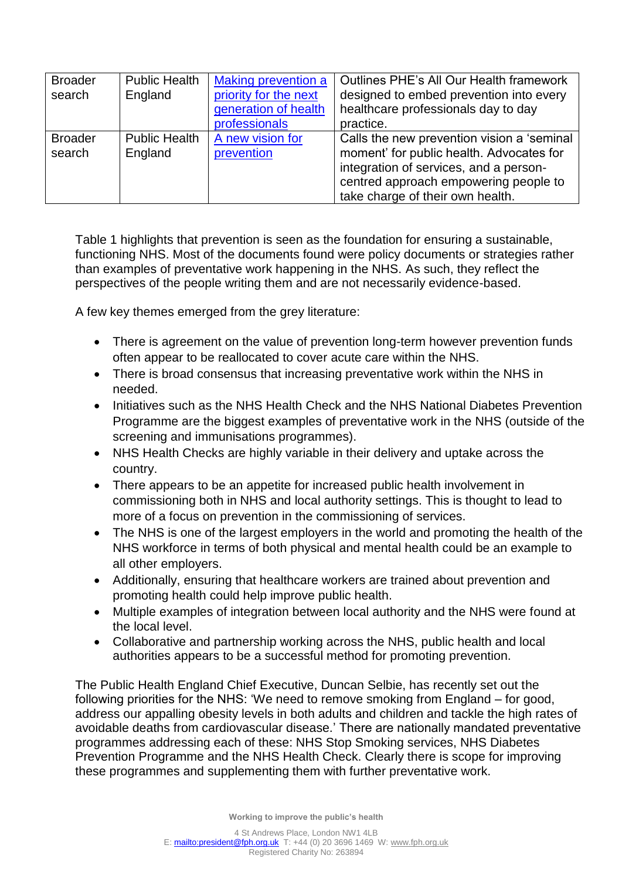| Broader search | Public Health England | [Making prevention a priority for the next generation of health professionals]() | Outlines PHE's All Our Health framework designed to embed prevention into every healthcare professionals day to day practice. |
|---|---|---|---|
| Broader search | Public Health England | [A new vision for prevention]() | Calls the new prevention vision a 'seminal moment' for public health. Advocates for integration of services, and a person-centred approach empowering people to take charge of their own health. |

Table 1 highlights that prevention is seen as the foundation for ensuring a sustainable, functioning NHS. Most of the documents found were policy documents or strategies rather than examples of preventative work happening in the NHS. As such, they reflect the perspectives of the people writing them and are not necessarily evidence-based.

A few key themes emerged from the grey literature:

- There is agreement on the value of prevention long-term however prevention funds often appear to be reallocated to cover acute care within the NHS.
- There is broad consensus that increasing preventative work within the NHS in needed.
- Initiatives such as the NHS Health Check and the NHS National Diabetes Prevention Programme are the biggest examples of preventative work in the NHS (outside of the screening and immunisations programmes).
- NHS Health Checks are highly variable in their delivery and uptake across the country.
- There appears to be an appetite for increased public health involvement in commissioning both in NHS and local authority settings. This is thought to lead to more of a focus on prevention in the commissioning of services.
- The NHS is one of the largest employers in the world and promoting the health of the NHS workforce in terms of both physical and mental health could be an example to all other employers.
- Additionally, ensuring that healthcare workers are trained about prevention and promoting health could help improve public health.
- Multiple examples of integration between local authority and the NHS were found at the local level.
- Collaborative and partnership working across the NHS, public health and local authorities appears to be a successful method for promoting prevention.

The Public Health England Chief Executive, Duncan Selbie, has recently set out the following priorities for the NHS: 'We need to remove smoking from England – for good, address our appalling obesity levels in both adults and children and tackle the high rates of avoidable deaths from cardiovascular disease.' There are nationally mandated preventative programmes addressing each of these: NHS Stop Smoking services, NHS Diabetes Prevention Programme and the NHS Health Check. Clearly there is scope for improving these programmes and supplementing them with further preventative work.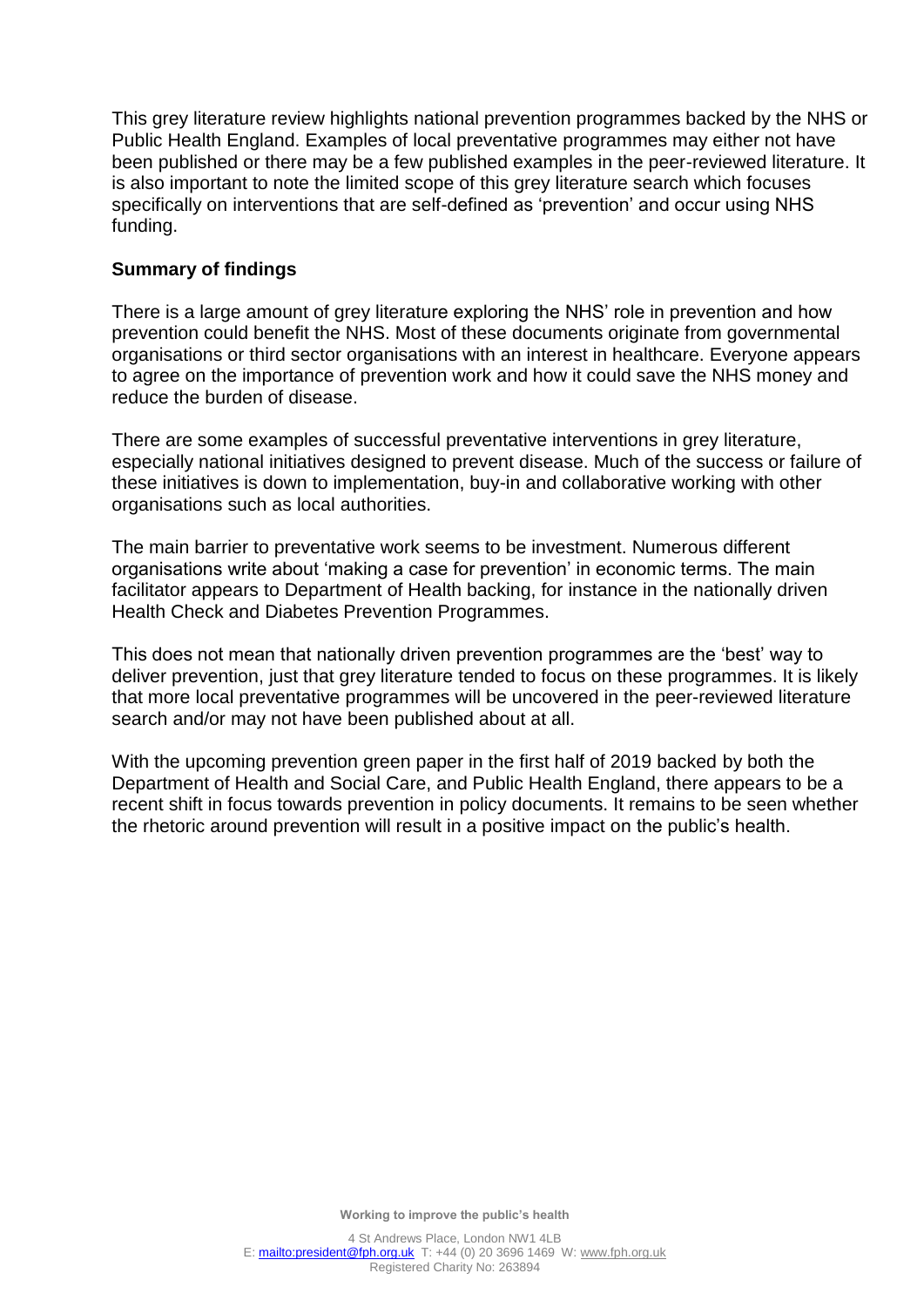This grey literature review highlights national prevention programmes backed by the NHS or Public Health England. Examples of local preventative programmes may either not have been published or there may be a few published examples in the peer-reviewed literature. It is also important to note the limited scope of this grey literature search which focuses specifically on interventions that are self-defined as 'prevention' and occur using NHS funding.

**Summary of findings**

There is a large amount of grey literature exploring the NHS' role in prevention and how prevention could benefit the NHS. Most of these documents originate from governmental organisations or third sector organisations with an interest in healthcare. Everyone appears to agree on the importance of prevention work and how it could save the NHS money and reduce the burden of disease.

There are some examples of successful preventative interventions in grey literature, especially national initiatives designed to prevent disease. Much of the success or failure of these initiatives is down to implementation, buy-in and collaborative working with other organisations such as local authorities.

The main barrier to preventative work seems to be investment. Numerous different organisations write about 'making a case for prevention' in economic terms. The main facilitator appears to Department of Health backing, for instance in the nationally driven Health Check and Diabetes Prevention Programmes.

This does not mean that nationally driven prevention programmes are the 'best' way to deliver prevention, just that grey literature tended to focus on these programmes. It is likely that more local preventative programmes will be uncovered in the peer-reviewed literature search and/or may not have been published about at all.

With the upcoming prevention green paper in the first half of 2019 backed by both the Department of Health and Social Care, and Public Health England, there appears to be a recent shift in focus towards prevention in policy documents. It remains to be seen whether the rhetoric around prevention will result in a positive impact on the public's health.